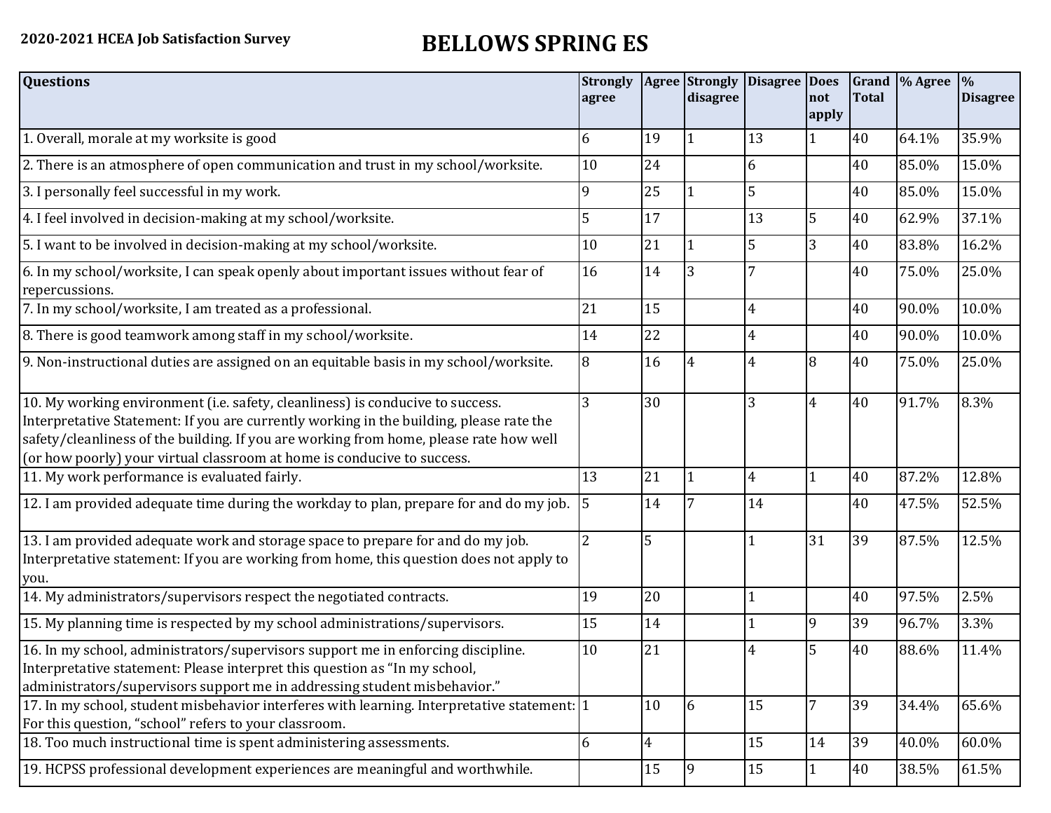**2020-2021 HCEA Job Satisfaction Survey**

# BELLOWS SPRING ES

| Questions | Strongly agree | Agree | Strongly disagree | Disagree | Does not apply | Grand Total | % Agree | % Disagree |
|---|---|---|---|---|---|---|---|---|
| 1. Overall, morale at my worksite is good | 6 | 19 | 1 | 13 | 1 | 40 | 64.1% | 35.9% |
| 2. There is an atmosphere of open communication and trust in my school/worksite. | 10 | 24 | | 6 | | 40 | 85.0% | 15.0% |
| 3. I personally feel successful in my work. | 9 | 25 | 1 | 5 | | 40 | 85.0% | 15.0% |
| 4. I feel involved in decision-making at my school/worksite. | 5 | 17 | | 13 | 5 | 40 | 62.9% | 37.1% |
| 5. I want to be involved in decision-making at my school/worksite. | 10 | 21 | 1 | 5 | 3 | 40 | 83.8% | 16.2% |
| 6. In my school/worksite, I can speak openly about important issues without fear of repercussions. | 16 | 14 | 3 | 7 | | 40 | 75.0% | 25.0% |
| 7. In my school/worksite, I am treated as a professional. | 21 | 15 | | 4 | | 40 | 90.0% | 10.0% |
| 8. There is good teamwork among staff in my school/worksite. | 14 | 22 | | 4 | | 40 | 90.0% | 10.0% |
| 9. Non-instructional duties are assigned on an equitable basis in my school/worksite. | 8 | 16 | 4 | 4 | 8 | 40 | 75.0% | 25.0% |
| 10. My working environment (i.e. safety, cleanliness) is conducive to success. Interpretative Statement: If you are currently working in the building, please rate the safety/cleanliness of the building. If you are working from home, please rate how well (or how poorly) your virtual classroom at home is conducive to success. | 3 | 30 | | 3 | 4 | 40 | 91.7% | 8.3% |
| 11. My work performance is evaluated fairly. | 13 | 21 | 1 | 4 | 1 | 40 | 87.2% | 12.8% |
| 12. I am provided adequate time during the workday to plan, prepare for and do my job. | 5 | 14 | 7 | 14 | | 40 | 47.5% | 52.5% |
| 13. I am provided adequate work and storage space to prepare for and do my job. Interpretative statement: If you are working from home, this question does not apply to you. | 2 | 5 | | 1 | 31 | 39 | 87.5% | 12.5% |
| 14. My administrators/supervisors respect the negotiated contracts. | 19 | 20 | | 1 | | 40 | 97.5% | 2.5% |
| 15. My planning time is respected by my school administrations/supervisors. | 15 | 14 | | 1 | 9 | 39 | 96.7% | 3.3% |
| 16. In my school, administrators/supervisors support me in enforcing discipline. Interpretative statement: Please interpret this question as "In my school, administrators/supervisors support me in addressing student misbehavior." | 10 | 21 | | 4 | 5 | 40 | 88.6% | 11.4% |
| 17. In my school, student misbehavior interferes with learning. Interpretative statement: For this question, "school" refers to your classroom. | 1 | 10 | 6 | 15 | 7 | 39 | 34.4% | 65.6% |
| 18. Too much instructional time is spent administering assessments. | 6 | 4 | | 15 | 14 | 39 | 40.0% | 60.0% |
| 19. HCPSS professional development experiences are meaningful and worthwhile. | | 15 | 9 | 15 | 1 | 40 | 38.5% | 61.5% |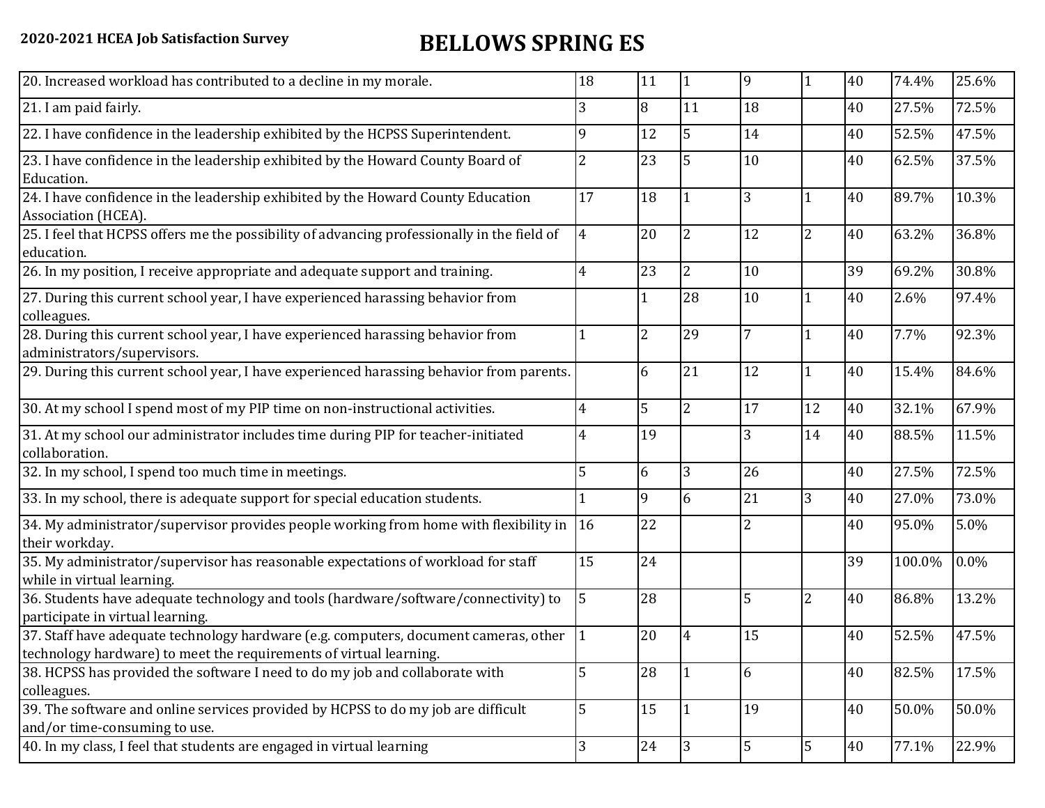**2020-2021 HCEA Job Satisfaction Survey**

# BELLOWS SPRING ES

| | | | | | | | | |
|---|---|---|---|---|---|---|---|---|
| 20. Increased workload has contributed to a decline in my morale. | 18 | 11 | 1 | 9 | 1 | 40 | 74.4% | 25.6% |
| 21. I am paid fairly. | 3 | 8 | 11 | 18 | | 40 | 27.5% | 72.5% |
| 22. I have confidence in the leadership exhibited by the HCPSS Superintendent. | 9 | 12 | 5 | 14 | | 40 | 52.5% | 47.5% |
| 23. I have confidence in the leadership exhibited by the Howard County Board of Education. | 2 | 23 | 5 | 10 | | 40 | 62.5% | 37.5% |
| 24. I have confidence in the leadership exhibited by the Howard County Education Association (HCEA). | 17 | 18 | 1 | 3 | 1 | 40 | 89.7% | 10.3% |
| 25. I feel that HCPSS offers me the possibility of advancing professionally in the field of education. | 4 | 20 | 2 | 12 | 2 | 40 | 63.2% | 36.8% |
| 26. In my position, I receive appropriate and adequate support and training. | 4 | 23 | 2 | 10 | | 39 | 69.2% | 30.8% |
| 27. During this current school year, I have experienced harassing behavior from colleagues. | | 1 | 28 | 10 | 1 | 40 | 2.6% | 97.4% |
| 28. During this current school year, I have experienced harassing behavior from administrators/supervisors. | 1 | 2 | 29 | 7 | 1 | 40 | 7.7% | 92.3% |
| 29. During this current school year, I have experienced harassing behavior from parents. | | 6 | 21 | 12 | 1 | 40 | 15.4% | 84.6% |
| 30. At my school I spend most of my PIP time on non-instructional activities. | 4 | 5 | 2 | 17 | 12 | 40 | 32.1% | 67.9% |
| 31. At my school our administrator includes time during PIP for teacher-initiated collaboration. | 4 | 19 | | 3 | 14 | 40 | 88.5% | 11.5% |
| 32. In my school, I spend too much time in meetings. | 5 | 6 | 3 | 26 | | 40 | 27.5% | 72.5% |
| 33. In my school, there is adequate support for special education students. | 1 | 9 | 6 | 21 | 3 | 40 | 27.0% | 73.0% |
| 34. My administrator/supervisor provides people working from home with flexibility in their workday. | 16 | 22 | | 2 | | 40 | 95.0% | 5.0% |
| 35. My administrator/supervisor has reasonable expectations of workload for staff while in virtual learning. | 15 | 24 | | | | 39 | 100.0% | 0.0% |
| 36. Students have adequate technology and tools (hardware/software/connectivity) to participate in virtual learning. | 5 | 28 | | 5 | 2 | 40 | 86.8% | 13.2% |
| 37. Staff have adequate technology hardware (e.g. computers, document cameras, other technology hardware) to meet the requirements of virtual learning. | 1 | 20 | 4 | 15 | | 40 | 52.5% | 47.5% |
| 38. HCPSS has provided the software I need to do my job and collaborate with colleagues. | 5 | 28 | 1 | 6 | | 40 | 82.5% | 17.5% |
| 39. The software and online services provided by HCPSS to do my job are difficult and/or time-consuming to use. | 5 | 15 | 1 | 19 | | 40 | 50.0% | 50.0% |
| 40. In my class, I feel that students are engaged in virtual learning | 3 | 24 | 3 | 5 | 5 | 40 | 77.1% | 22.9% |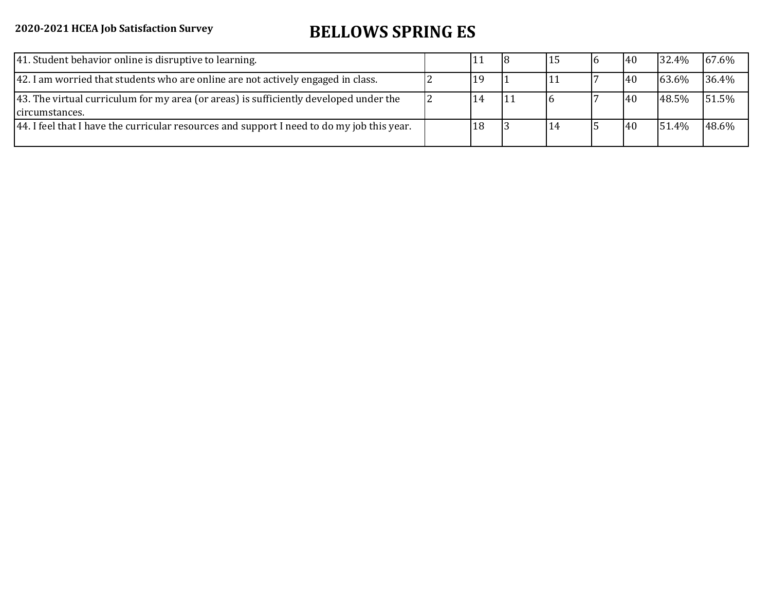**2020-2021 HCEA Job Satisfaction Survey**

# BELLOWS SPRING ES

| | | | | | | | | |
|---|---|---|---|---|---|---|---|---|
| 41. Student behavior online is disruptive to learning. | | 11 | 8 | 15 | 6 | 40 | 32.4% | 67.6% |
| 42. I am worried that students who are online are not actively engaged in class. | 2 | 19 | 1 | 11 | 7 | 40 | 63.6% | 36.4% |
| 43. The virtual curriculum for my area (or areas) is sufficiently developed under the circumstances. | 2 | 14 | 11 | 6 | 7 | 40 | 48.5% | 51.5% |
| 44. I feel that I have the curricular resources and support I need to do my job this year. | | 18 | 3 | 14 | 5 | 40 | 51.4% | 48.6% |